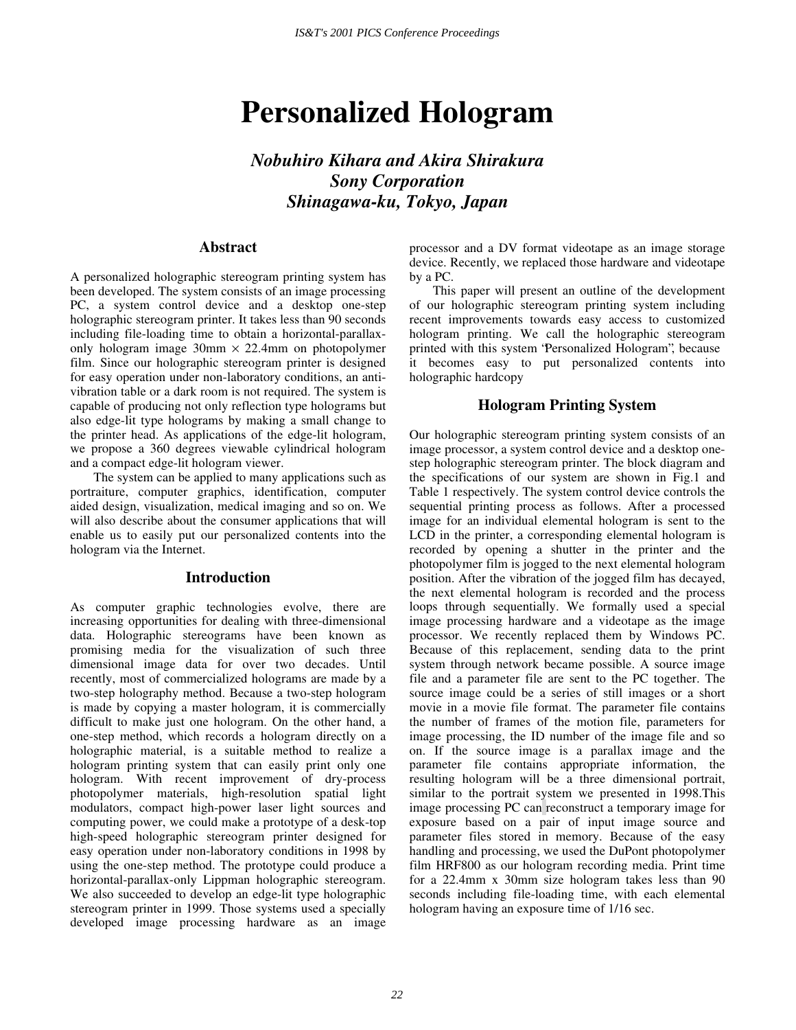# Personalized Hologram

***Nobuhiro Kihara and Akira Shirakura***
***Sony Corporation***
***Shinagawa-ku, Tokyo, Japan***

## Abstract

A personalized holographic stereogram printing system has been developed. The system consists of an image processing PC, a system control device and a desktop one-step holographic stereogram printer. It takes less than 90 seconds including file-loading time to obtain a horizontal-parallax-only hologram image 30mm × 22.4mm on photopolymer film. Since our holographic stereogram printer is designed for easy operation under non-laboratory conditions, an anti-vibration table or a dark room is not required. The system is capable of producing not only reflection type holograms but also edge-lit type holograms by making a small change to the printer head. As applications of the edge-lit hologram, we propose a 360 degrees viewable cylindrical hologram and a compact edge-lit hologram viewer.

The system can be applied to many applications such as portraiture, computer graphics, identification, computer aided design, visualization, medical imaging and so on. We will also describe about the consumer applications that will enable us to easily put our personalized contents into the hologram via the Internet.

## Introduction

As computer graphic technologies evolve, there are increasing opportunities for dealing with three-dimensional data. Holographic stereograms have been known as promising media for the visualization of such three dimensional image data for over two decades. Until recently, most of commercialized holograms are made by a two-step holography method. Because a two-step hologram is made by copying a master hologram, it is commercially difficult to make just one hologram. On the other hand, a one-step method, which records a hologram directly on a holographic material, is a suitable method to realize a hologram printing system that can easily print only one hologram. With recent improvement of dry-process photopolymer materials, high-resolution spatial light modulators, compact high-power laser light sources and computing power, we could make a prototype of a desk-top high-speed holographic stereogram printer designed for easy operation under non-laboratory conditions in 1998 by using the one-step method. The prototype could produce a horizontal-parallax-only Lippman holographic stereogram. We also succeeded to develop an edge-lit type holographic stereogram printer in 1999. Those systems used a specially developed image processing hardware as an image processor and a DV format videotape as an image storage device. Recently, we replaced those hardware and videotape by a PC.

This paper will present an outline of the development of our holographic stereogram printing system including recent improvements towards easy access to customized hologram printing. We call the holographic stereogram printed with this system "Personalized Hologram", because it becomes easy to put personalized contents into holographic hardcopy

## Hologram Printing System

Our holographic stereogram printing system consists of an image processor, a system control device and a desktop one-step holographic stereogram printer. The block diagram and the specifications of our system are shown in Fig.1 and Table 1 respectively. The system control device controls the sequential printing process as follows. After a processed image for an individual elemental hologram is sent to the LCD in the printer, a corresponding elemental hologram is recorded by opening a shutter in the printer and the photopolymer film is jogged to the next elemental hologram position. After the vibration of the jogged film has decayed, the next elemental hologram is recorded and the process loops through sequentially. We formally used a special image processing hardware and a videotape as the image processor. We recently replaced them by Windows PC. Because of this replacement, sending data to the print system through network became possible. A source image file and a parameter file are sent to the PC together. The source image could be a series of still images or a short movie in a movie file format. The parameter file contains the number of frames of the motion file, parameters for image processing, the ID number of the image file and so on. If the source image is a parallax image and the parameter file contains appropriate information, the resulting hologram will be a three dimensional portrait, similar to the portrait system we presented in 1998.This image processing PC can reconstruct a temporary image for exposure based on a pair of input image source and parameter files stored in memory. Because of the easy handling and processing, we used the DuPont photopolymer film HRF800 as our hologram recording media. Print time for a 22.4mm x 30mm size hologram takes less than 90 seconds including file-loading time, with each elemental hologram having an exposure time of 1/16 sec.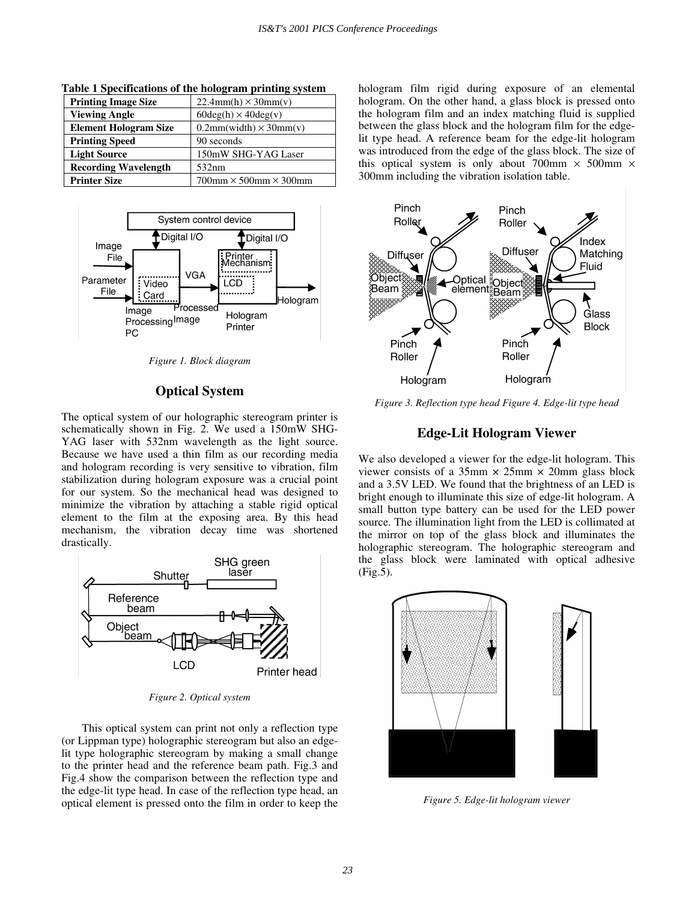**Table 1 Specifications of the hologram printing system**

| | |
|---|---|
| **Printing Image Size** | 22.4mm(h) × 30mm(v) |
| **Viewing Angle** | 60deg(h) × 40deg(v) |
| **Element Hologram Size** | 0.2mm(width) × 30mm(v) |
| **Printing Speed** | 90 seconds |
| **Light Source** | 150mW SHG-YAG Laser |
| **Recording Wavelength** | 532nm |
| **Printer Size** | 700mm × 500mm × 300mm |

*Figure 1. Block diagram*

## Optical System

The optical system of our holographic stereogram printer is schematically shown in Fig. 2. We used a 150mW SHG-YAG laser with 532nm wavelength as the light source. Because we have used a thin film as our recording media and hologram recording is very sensitive to vibration, film stabilization during hologram exposure was a crucial point for our system. So the mechanical head was designed to minimize the vibration by attaching a stable rigid optical element to the film at the exposing area. By this head mechanism, the vibration decay time was shortened drastically.

*Figure 2. Optical system*

This optical system can print not only a reflection type (or Lippman type) holographic stereogram but also an edge-lit type holographic stereogram by making a small change to the printer head and the reference beam path. Fig.3 and Fig.4 show the comparison between the reflection type and the edge-lit type head. In case of the reflection type head, an optical element is pressed onto the film in order to keep the hologram film rigid during exposure of an elemental hologram. On the other hand, a glass block is pressed onto the hologram film and an index matching fluid is supplied between the glass block and the hologram film for the edge-lit type head. A reference beam for the edge-lit hologram was introduced from the edge of the glass block. The size of this optical system is only about 700mm × 500mm × 300mm including the vibration isolation table.

*Figure 3. Reflection type head Figure 4. Edge-lit type head*

## Edge-Lit Hologram Viewer

We also developed a viewer for the edge-lit hologram. This viewer consists of a 35mm × 25mm × 20mm glass block and a 3.5V LED. We found that the brightness of an LED is bright enough to illuminate this size of edge-lit hologram. A small button type battery can be used for the LED power source. The illumination light from the LED is collimated at the mirror on top of the glass block and illuminates the holographic stereogram. The holographic stereogram and the glass block were laminated with optical adhesive (Fig.5).

*Figure 5. Edge-lit hologram viewer*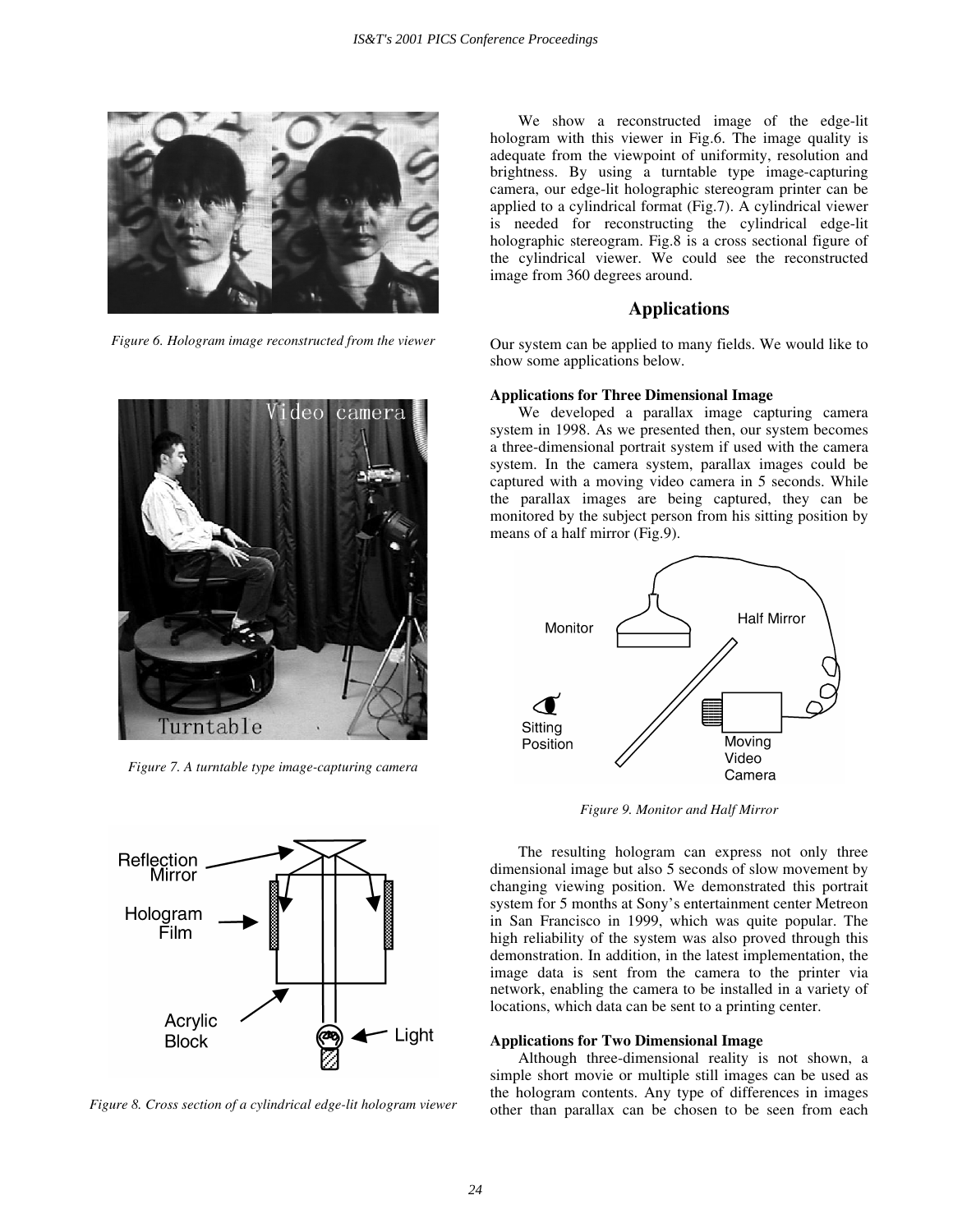Figure 6. Hologram image reconstructed from the viewer

Figure 7. A turntable type image-capturing camera

Figure 8. Cross section of a cylindrical edge-lit hologram viewer

We show a reconstructed image of the edge-lit hologram with this viewer in Fig.6. The image quality is adequate from the viewpoint of uniformity, resolution and brightness. By using a turntable type image-capturing camera, our edge-lit holographic stereogram printer can be applied to a cylindrical format (Fig.7). A cylindrical viewer is needed for reconstructing the cylindrical edge-lit holographic stereogram. Fig.8 is a cross sectional figure of the cylindrical viewer. We could see the reconstructed image from 360 degrees around.

## Applications

Our system can be applied to many fields. We would like to show some applications below.

### Applications for Three Dimensional Image

We developed a parallax image capturing camera system in 1998. As we presented then, our system becomes a three-dimensional portrait system if used with the camera system. In the camera system, parallax images could be captured with a moving video camera in 5 seconds. While the parallax images are being captured, they can be monitored by the subject person from his sitting position by means of a half mirror (Fig.9).

Figure 9. Monitor and Half Mirror

The resulting hologram can express not only three dimensional image but also 5 seconds of slow movement by changing viewing position. We demonstrated this portrait system for 5 months at Sony's entertainment center Metreon in San Francisco in 1999, which was quite popular. The high reliability of the system was also proved through this demonstration. In addition, in the latest implementation, the image data is sent from the camera to the printer via network, enabling the camera to be installed in a variety of locations, which data can be sent to a printing center.

### Applications for Two Dimensional Image

Although three-dimensional reality is not shown, a simple short movie or multiple still images can be used as the hologram contents. Any type of differences in images other than parallax can be chosen to be seen from each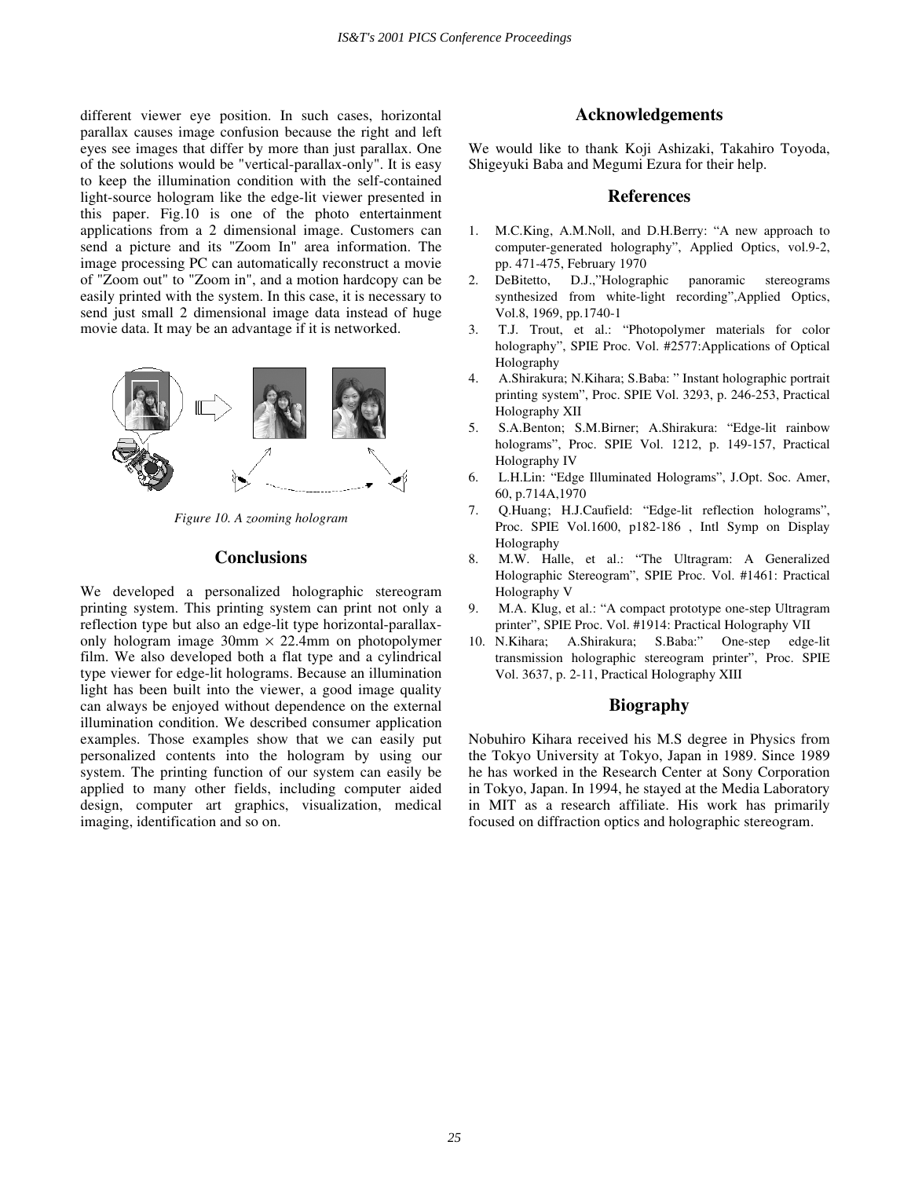different viewer eye position. In such cases, horizontal parallax causes image confusion because the right and left eyes see images that differ by more than just parallax. One of the solutions would be "vertical-parallax-only". It is easy to keep the illumination condition with the self-contained light-source hologram like the edge-lit viewer presented in this paper. Fig.10 is one of the photo entertainment applications from a 2 dimensional image. Customers can send a picture and its "Zoom In" area information. The image processing PC can automatically reconstruct a movie of "Zoom out" to "Zoom in", and a motion hardcopy can be easily printed with the system. In this case, it is necessary to send just small 2 dimensional image data instead of huge movie data. It may be an advantage if it is networked.

*Figure 10. A zooming hologram*

## Conclusions

We developed a personalized holographic stereogram printing system. This printing system can print not only a reflection type but also an edge-lit type horizontal-parallax-only hologram image 30mm × 22.4mm on photopolymer film. We also developed both a flat type and a cylindrical type viewer for edge-lit holograms. Because an illumination light has been built into the viewer, a good image quality can always be enjoyed without dependence on the external illumination condition. We described consumer application examples. Those examples show that we can easily put personalized contents into the hologram by using our system. The printing function of our system can easily be applied to many other fields, including computer aided design, computer art graphics, visualization, medical imaging, identification and so on.

## Acknowledgements

We would like to thank Koji Ashizaki, Takahiro Toyoda, Shigeyuki Baba and Megumi Ezura for their help.

## References

1. M.C.King, A.M.Noll, and D.H.Berry: "A new approach to computer-generated holography", Applied Optics, vol.9-2, pp. 471-475, February 1970
2. DeBitetto, D.J.,"Holographic panoramic stereograms synthesized from white-light recording",Applied Optics, Vol.8, 1969, pp.1740-1
3. T.J. Trout, et al.: "Photopolymer materials for color holography", SPIE Proc. Vol. #2577:Applications of Optical Holography
4. A.Shirakura; N.Kihara; S.Baba: " Instant holographic portrait printing system", Proc. SPIE Vol. 3293, p. 246-253, Practical Holography XII
5. S.A.Benton; S.M.Birner; A.Shirakura: "Edge-lit rainbow holograms", Proc. SPIE Vol. 1212, p. 149-157, Practical Holography IV
6. L.H.Lin: "Edge Illuminated Holograms", J.Opt. Soc. Amer, 60, p.714A,1970
7. Q.Huang; H.J.Caufield: "Edge-lit reflection holograms", Proc. SPIE Vol.1600, p182-186 , Intl Symp on Display Holography
8. M.W. Halle, et al.: "The Ultragram: A Generalized Holographic Stereogram", SPIE Proc. Vol. #1461: Practical Holography V
9. M.A. Klug, et al.: "A compact prototype one-step Ultragram printer", SPIE Proc. Vol. #1914: Practical Holography VII
10. N.Kihara; A.Shirakura; S.Baba:" One-step edge-lit transmission holographic stereogram printer", Proc. SPIE Vol. 3637, p. 2-11, Practical Holography XIII

## Biography

Nobuhiro Kihara received his M.S degree in Physics from the Tokyo University at Tokyo, Japan in 1989. Since 1989 he has worked in the Research Center at Sony Corporation in Tokyo, Japan. In 1994, he stayed at the Media Laboratory in MIT as a research affiliate. His work has primarily focused on diffraction optics and holographic stereogram.